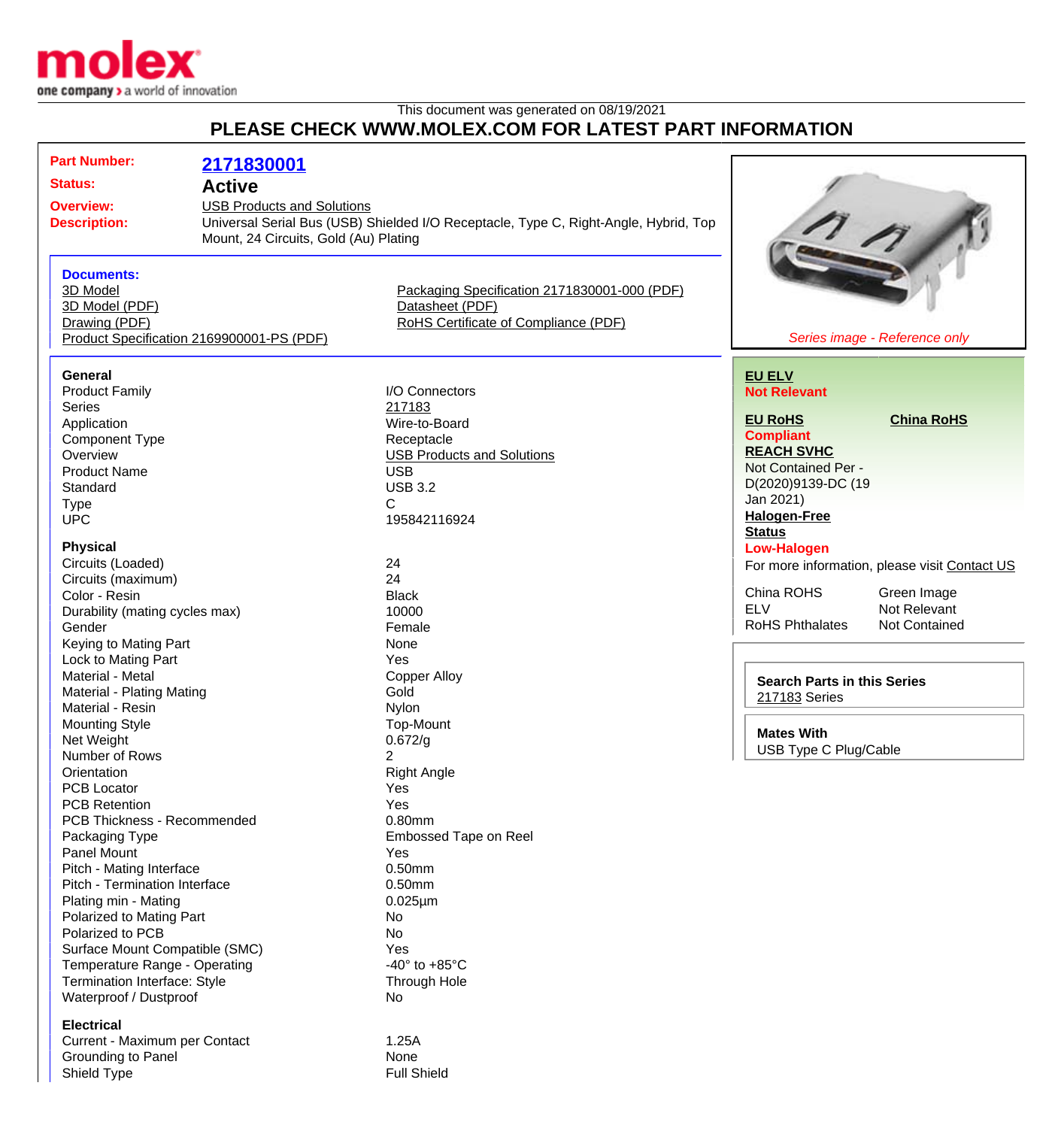molex
one company > a world of innovation

This document was generated on 08/19/2021

# PLEASE CHECK WWW.MOLEX.COM FOR LATEST PART INFORMATION

| | |
|---|---|
| **Part Number:** | **2171830001** |
| **Status:** | **Active** |
| **Overview:** | USB Products and Solutions |
| **Description:** | Universal Serial Bus (USB) Shielded I/O Receptacle, Type C, Right-Angle, Hybrid, Top Mount, 24 Circuits, Gold (Au) Plating |

**Documents:**

- 3D Model
- 3D Model (PDF)
- Drawing (PDF)
- Product Specification 2169900001-PS (PDF)
- Packaging Specification 2171830001-000 (PDF)
- Datasheet (PDF)
- RoHS Certificate of Compliance (PDF)

*Series image - Reference only*

**EU ELV**
**Not Relevant**

**EU RoHS**
**Compliant**

**China RoHS**

**REACH SVHC**
Not Contained Per - D(2020)9139-DC (19 Jan 2021)

**Halogen-Free Status**
**Low-Halogen**

For more information, please visit Contact US

| | |
|---|---|
| China ROHS | Green Image |
| ELV | Not Relevant |
| RoHS Phthalates | Not Contained |

**Search Parts in this Series**
217183 Series

**Mates With**
USB Type C Plug/Cable

### General

| | |
|---|---|
| Product Family | I/O Connectors |
| Series | 217183 |
| Application | Wire-to-Board |
| Component Type | Receptacle |
| Overview | USB Products and Solutions |
| Product Name | USB |
| Standard | USB 3.2 |
| Type | C |
| UPC | 195842116924 |

### Physical

| | |
|---|---|
| Circuits (Loaded) | 24 |
| Circuits (maximum) | 24 |
| Color - Resin | Black |
| Durability (mating cycles max) | 10000 |
| Gender | Female |
| Keying to Mating Part | None |
| Lock to Mating Part | Yes |
| Material - Metal | Copper Alloy |
| Material - Plating Mating | Gold |
| Material - Resin | Nylon |
| Mounting Style | Top-Mount |
| Net Weight | 0.672/g |
| Number of Rows | 2 |
| Orientation | Right Angle |
| PCB Locator | Yes |
| PCB Retention | Yes |
| PCB Thickness - Recommended | 0.80mm |
| Packaging Type | Embossed Tape on Reel |
| Panel Mount | Yes |
| Pitch - Mating Interface | 0.50mm |
| Pitch - Termination Interface | 0.50mm |
| Plating min - Mating | 0.025µm |
| Polarized to Mating Part | No |
| Polarized to PCB | No |
| Surface Mount Compatible (SMC) | Yes |
| Temperature Range - Operating | -40° to +85°C |
| Termination Interface: Style | Through Hole |
| Waterproof / Dustproof | No |

### Electrical

| | |
|---|---|
| Current - Maximum per Contact | 1.25A |
| Grounding to Panel | None |
| Shield Type | Full Shield |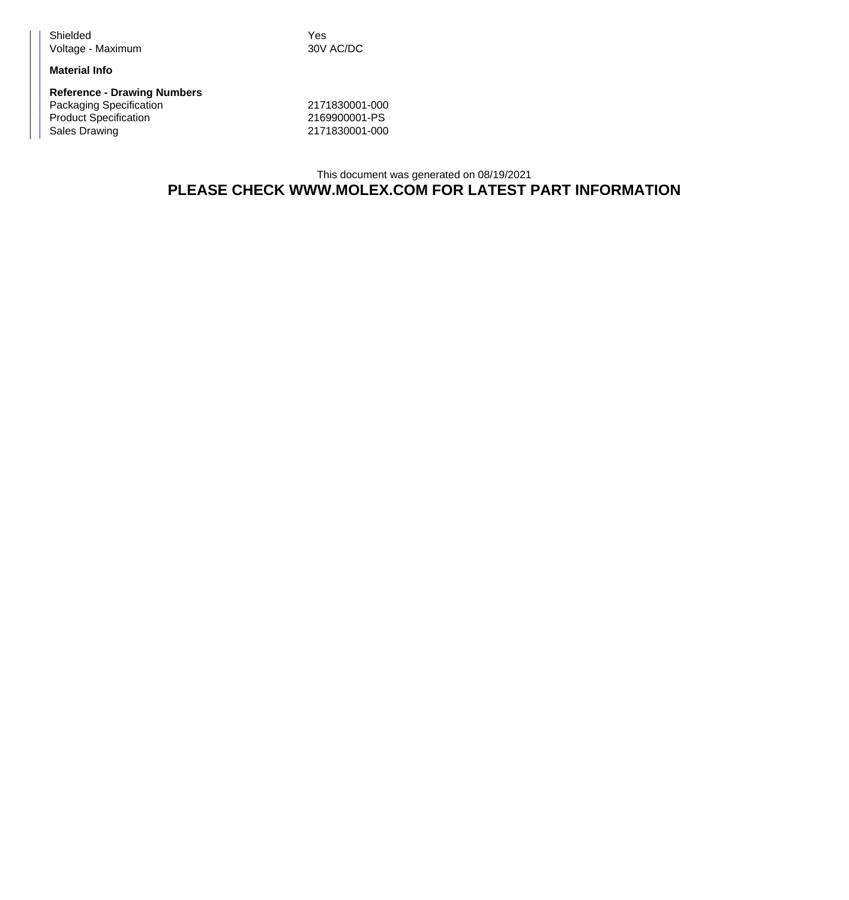| | |
|---|---|
| Shielded | Yes |
| Voltage - Maximum | 30V AC/DC |

**Material Info**

**Reference - Drawing Numbers**

| | |
|---|---|
| Packaging Specification | 2171830001-000 |
| Product Specification | 2169900001-PS |
| Sales Drawing | 2171830001-000 |

This document was generated on 08/19/2021

**PLEASE CHECK WWW.MOLEX.COM FOR LATEST PART INFORMATION**